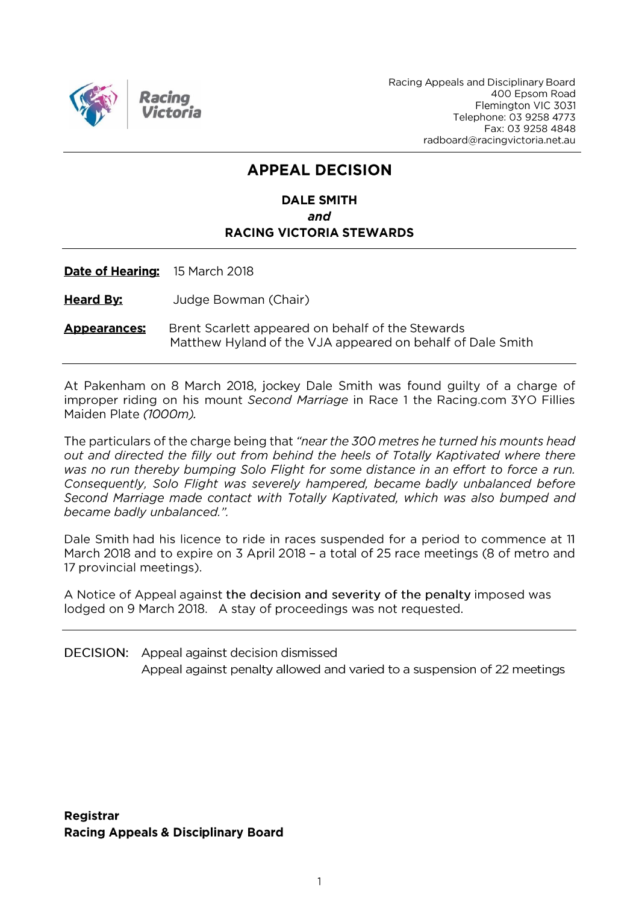Racing Victoria

Racing Appeals and Disciplinary Board
400 Epsom Road
Flemington VIC 3031
Telephone: 03 9258 4773
Fax: 03 9258 4848
radboard@racingvictoria.net.au

# APPEAL DECISION

**DALE SMITH**
***and***
**RACING VICTORIA STEWARDS**

**Date of Hearing:** 15 March 2018

**Heard By:** Judge Bowman (Chair)

**Appearances:** Brent Scarlett appeared on behalf of the Stewards
Matthew Hyland of the VJA appeared on behalf of Dale Smith

At Pakenham on 8 March 2018, jockey Dale Smith was found guilty of a charge of improper riding on his mount *Second Marriage* in Race 1 the Racing.com 3YO Fillies Maiden Plate *(1000m).*

The particulars of the charge being that *"near the 300 metres he turned his mounts head out and directed the filly out from behind the heels of Totally Kaptivated where there was no run thereby bumping Solo Flight for some distance in an effort to force a run. Consequently, Solo Flight was severely hampered, became badly unbalanced before Second Marriage made contact with Totally Kaptivated, which was also bumped and became badly unbalanced.".*

Dale Smith had his licence to ride in races suspended for a period to commence at 11 March 2018 and to expire on 3 April 2018 – a total of 25 race meetings (8 of metro and 17 provincial meetings).

A Notice of Appeal against the decision and severity of the penalty imposed was lodged on 9 March 2018. A stay of proceedings was not requested.

DECISION: Appeal against decision dismissed
Appeal against penalty allowed and varied to a suspension of 22 meetings

**Registrar**
**Racing Appeals & Disciplinary Board**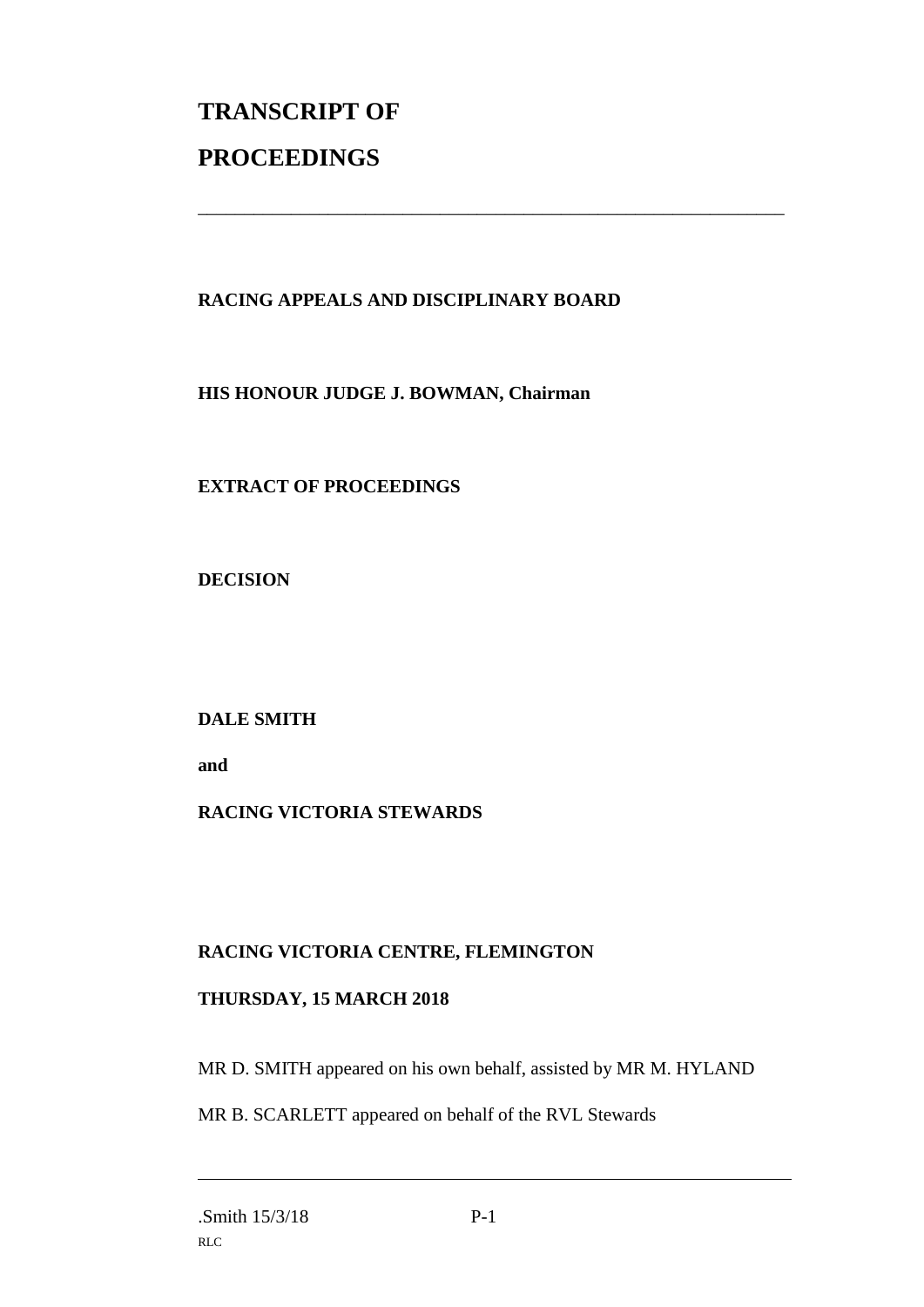# TRANSCRIPT OF PROCEEDINGS

---

**RACING APPEALS AND DISCIPLINARY BOARD**

**HIS HONOUR JUDGE J. BOWMAN, Chairman**

**EXTRACT OF PROCEEDINGS**

**DECISION**

**DALE SMITH**

**and**

**RACING VICTORIA STEWARDS**

**RACING VICTORIA CENTRE, FLEMINGTON**

**THURSDAY, 15 MARCH 2018**

MR D. SMITH appeared on his own behalf, assisted by MR M. HYLAND

MR B. SCARLETT appeared on behalf of the RVL Stewards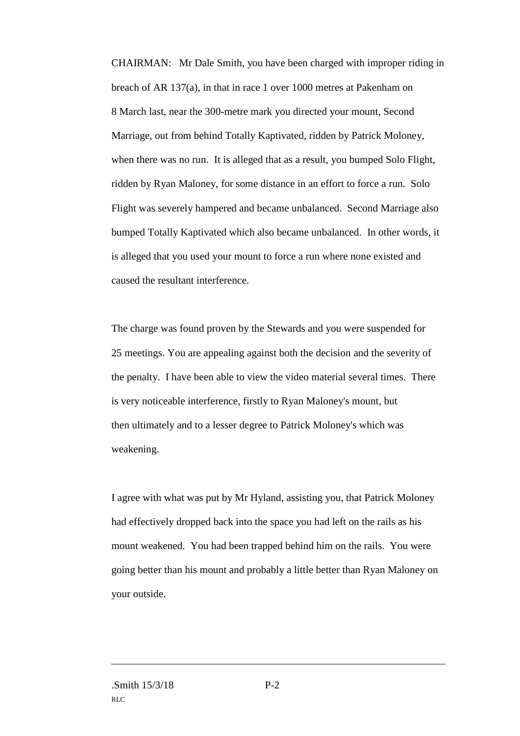CHAIRMAN: Mr Dale Smith, you have been charged with improper riding in breach of AR 137(a), in that in race 1 over 1000 metres at Pakenham on 8 March last, near the 300-metre mark you directed your mount, Second Marriage, out from behind Totally Kaptivated, ridden by Patrick Moloney, when there was no run. It is alleged that as a result, you bumped Solo Flight, ridden by Ryan Maloney, for some distance in an effort to force a run. Solo Flight was severely hampered and became unbalanced. Second Marriage also bumped Totally Kaptivated which also became unbalanced. In other words, it is alleged that you used your mount to force a run where none existed and caused the resultant interference.

The charge was found proven by the Stewards and you were suspended for 25 meetings. You are appealing against both the decision and the severity of the penalty. I have been able to view the video material several times. There is very noticeable interference, firstly to Ryan Maloney's mount, but then ultimately and to a lesser degree to Patrick Moloney's which was weakening.

I agree with what was put by Mr Hyland, assisting you, that Patrick Moloney had effectively dropped back into the space you had left on the rails as his mount weakened. You had been trapped behind him on the rails. You were going better than his mount and probably a little better than Ryan Maloney on your outside.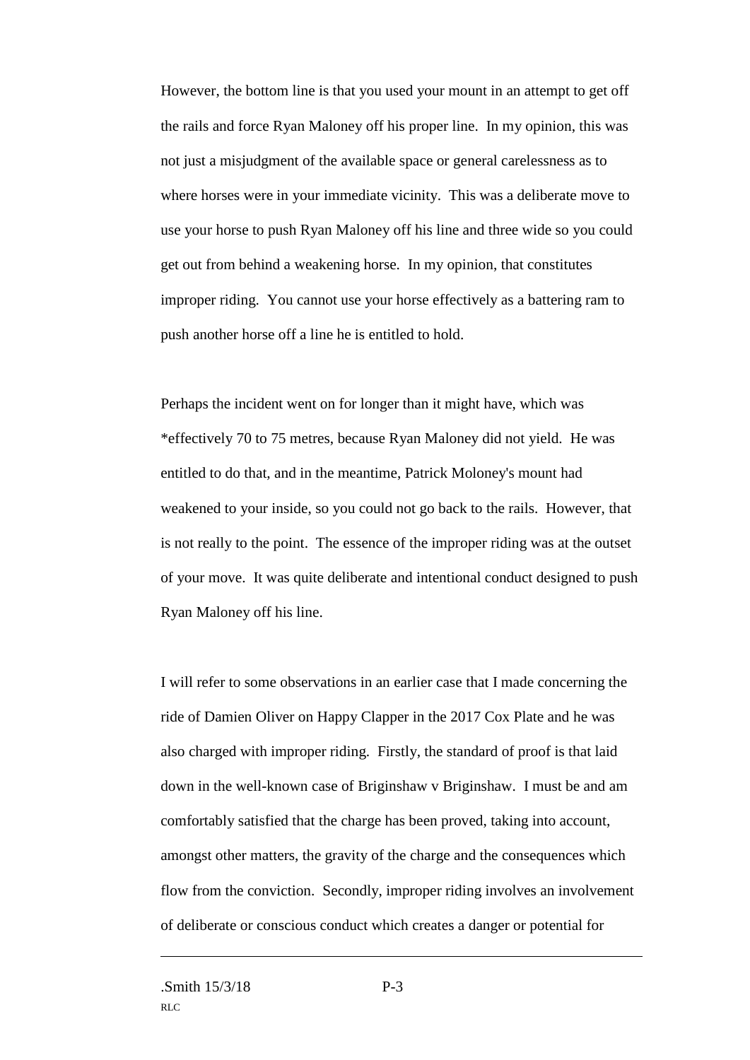However, the bottom line is that you used your mount in an attempt to get off the rails and force Ryan Maloney off his proper line. In my opinion, this was not just a misjudgment of the available space or general carelessness as to where horses were in your immediate vicinity. This was a deliberate move to use your horse to push Ryan Maloney off his line and three wide so you could get out from behind a weakening horse. In my opinion, that constitutes improper riding. You cannot use your horse effectively as a battering ram to push another horse off a line he is entitled to hold.

Perhaps the incident went on for longer than it might have, which was *effectively 70 to 75 metres, because Ryan Maloney did not yield. He was entitled to do that, and in the meantime, Patrick Moloney's mount had weakened to your inside, so you could not go back to the rails. However, that is not really to the point. The essence of the improper riding was at the outset of your move. It was quite deliberate and intentional conduct designed to push Ryan Maloney off his line.

I will refer to some observations in an earlier case that I made concerning the ride of Damien Oliver on Happy Clapper in the 2017 Cox Plate and he was also charged with improper riding. Firstly, the standard of proof is that laid down in the well-known case of Briginshaw v Briginshaw. I must be and am comfortably satisfied that the charge has been proved, taking into account, amongst other matters, the gravity of the charge and the consequences which flow from the conviction. Secondly, improper riding involves an involvement of deliberate or conscious conduct which creates a danger or potential for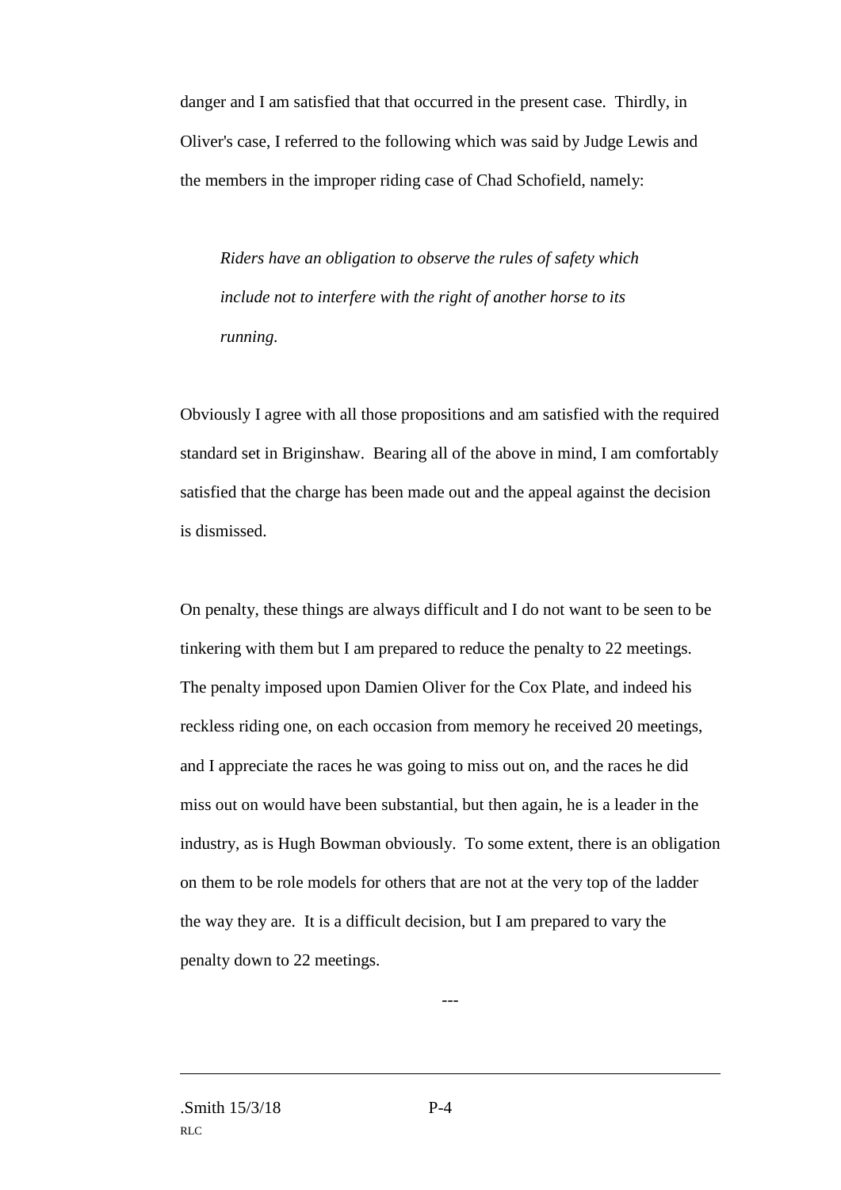danger and I am satisfied that that occurred in the present case. Thirdly, in Oliver's case, I referred to the following which was said by Judge Lewis and the members in the improper riding case of Chad Schofield, namely:

> *Riders have an obligation to observe the rules of safety which include not to interfere with the right of another horse to its running.*

Obviously I agree with all those propositions and am satisfied with the required standard set in Briginshaw. Bearing all of the above in mind, I am comfortably satisfied that the charge has been made out and the appeal against the decision is dismissed.

On penalty, these things are always difficult and I do not want to be seen to be tinkering with them but I am prepared to reduce the penalty to 22 meetings. The penalty imposed upon Damien Oliver for the Cox Plate, and indeed his reckless riding one, on each occasion from memory he received 20 meetings, and I appreciate the races he was going to miss out on, and the races he did miss out on would have been substantial, but then again, he is a leader in the industry, as is Hugh Bowman obviously. To some extent, there is an obligation on them to be role models for others that are not at the very top of the ladder the way they are. It is a difficult decision, but I am prepared to vary the penalty down to 22 meetings.

---